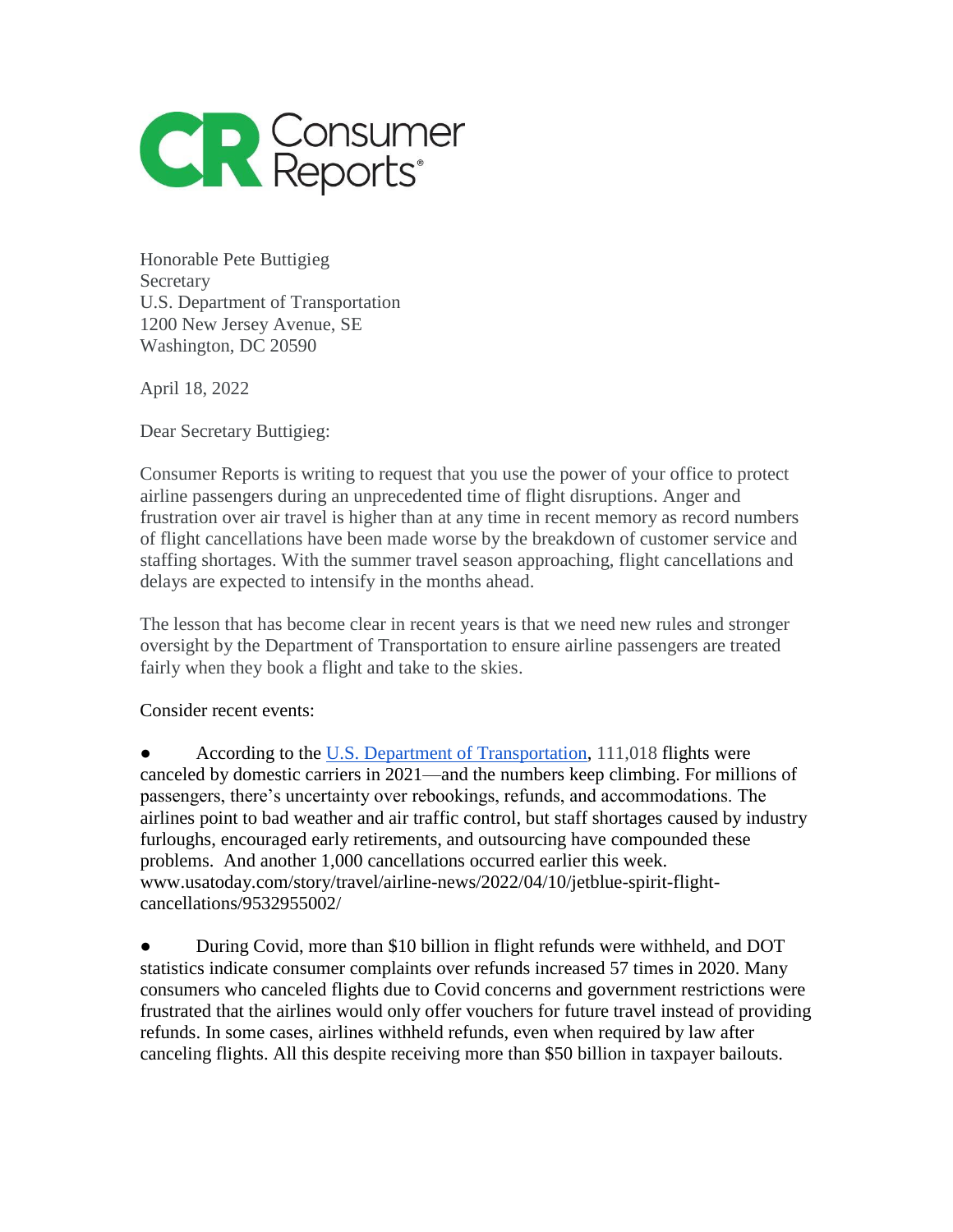Consumer Reports

Honorable Pete Buttigieg
Secretary
U.S. Department of Transportation
1200 New Jersey Avenue, SE
Washington, DC 20590

April 18, 2022

Dear Secretary Buttigieg:

Consumer Reports is writing to request that you use the power of your office to protect airline passengers during an unprecedented time of flight disruptions. Anger and frustration over air travel is higher than at any time in recent memory as record numbers of flight cancellations have been made worse by the breakdown of customer service and staffing shortages. With the summer travel season approaching, flight cancellations and delays are expected to intensify in the months ahead.

The lesson that has become clear in recent years is that we need new rules and stronger oversight by the Department of Transportation to ensure airline passengers are treated fairly when they book a flight and take to the skies.

Consider recent events:

- According to the [U.S. Department of Transportation](), 111,018 flights were canceled by domestic carriers in 2021—and the numbers keep climbing. For millions of passengers, there's uncertainty over rebookings, refunds, and accommodations. The airlines point to bad weather and air traffic control, but staff shortages caused by industry furloughs, encouraged early retirements, and outsourcing have compounded these problems. And another 1,000 cancellations occurred earlier this week. www.usatoday.com/story/travel/airline-news/2022/04/10/jetblue-spirit-flight-cancellations/9532955002/

- During Covid, more than $10 billion in flight refunds were withheld, and DOT statistics indicate consumer complaints over refunds increased 57 times in 2020. Many consumers who canceled flights due to Covid concerns and government restrictions were frustrated that the airlines would only offer vouchers for future travel instead of providing refunds. In some cases, airlines withheld refunds, even when required by law after canceling flights. All this despite receiving more than $50 billion in taxpayer bailouts.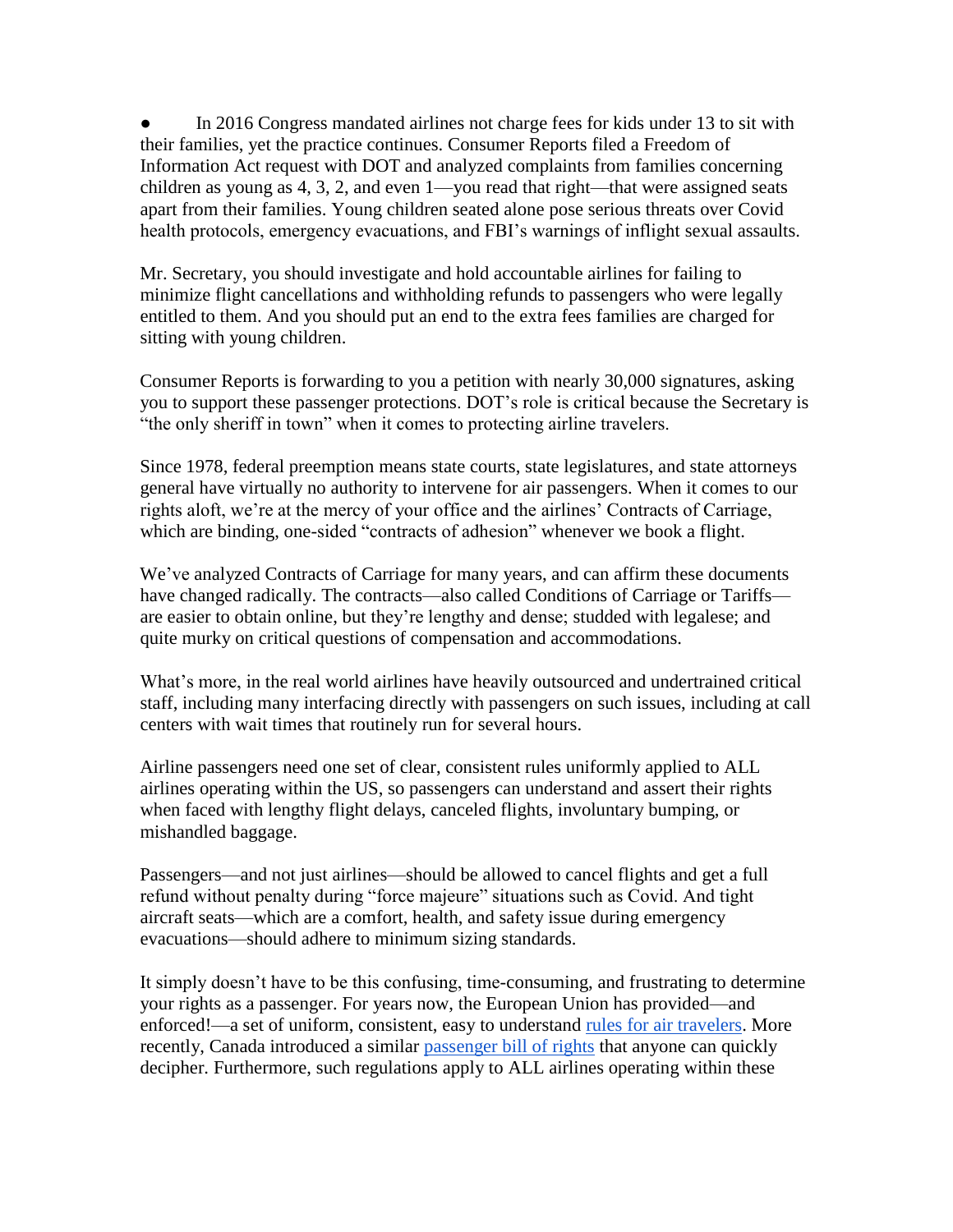- In 2016 Congress mandated airlines not charge fees for kids under 13 to sit with their families, yet the practice continues. Consumer Reports filed a Freedom of Information Act request with DOT and analyzed complaints from families concerning children as young as 4, 3, 2, and even 1—you read that right—that were assigned seats apart from their families. Young children seated alone pose serious threats over Covid health protocols, emergency evacuations, and FBI's warnings of inflight sexual assaults.

Mr. Secretary, you should investigate and hold accountable airlines for failing to minimize flight cancellations and withholding refunds to passengers who were legally entitled to them. And you should put an end to the extra fees families are charged for sitting with young children.

Consumer Reports is forwarding to you a petition with nearly 30,000 signatures, asking you to support these passenger protections. DOT's role is critical because the Secretary is "the only sheriff in town" when it comes to protecting airline travelers.

Since 1978, federal preemption means state courts, state legislatures, and state attorneys general have virtually no authority to intervene for air passengers. When it comes to our rights aloft, we're at the mercy of your office and the airlines' Contracts of Carriage, which are binding, one-sided "contracts of adhesion" whenever we book a flight.

We've analyzed Contracts of Carriage for many years, and can affirm these documents have changed radically. The contracts—also called Conditions of Carriage or Tariffs—are easier to obtain online, but they're lengthy and dense; studded with legalese; and quite murky on critical questions of compensation and accommodations.

What's more, in the real world airlines have heavily outsourced and undertrained critical staff, including many interfacing directly with passengers on such issues, including at call centers with wait times that routinely run for several hours.

Airline passengers need one set of clear, consistent rules uniformly applied to ALL airlines operating within the US, so passengers can understand and assert their rights when faced with lengthy flight delays, canceled flights, involuntary bumping, or mishandled baggage.

Passengers—and not just airlines—should be allowed to cancel flights and get a full refund without penalty during "force majeure" situations such as Covid. And tight aircraft seats—which are a comfort, health, and safety issue during emergency evacuations—should adhere to minimum sizing standards.

It simply doesn't have to be this confusing, time-consuming, and frustrating to determine your rights as a passenger. For years now, the European Union has provided—and enforced!—a set of uniform, consistent, easy to understand rules for air travelers. More recently, Canada introduced a similar passenger bill of rights that anyone can quickly decipher. Furthermore, such regulations apply to ALL airlines operating within these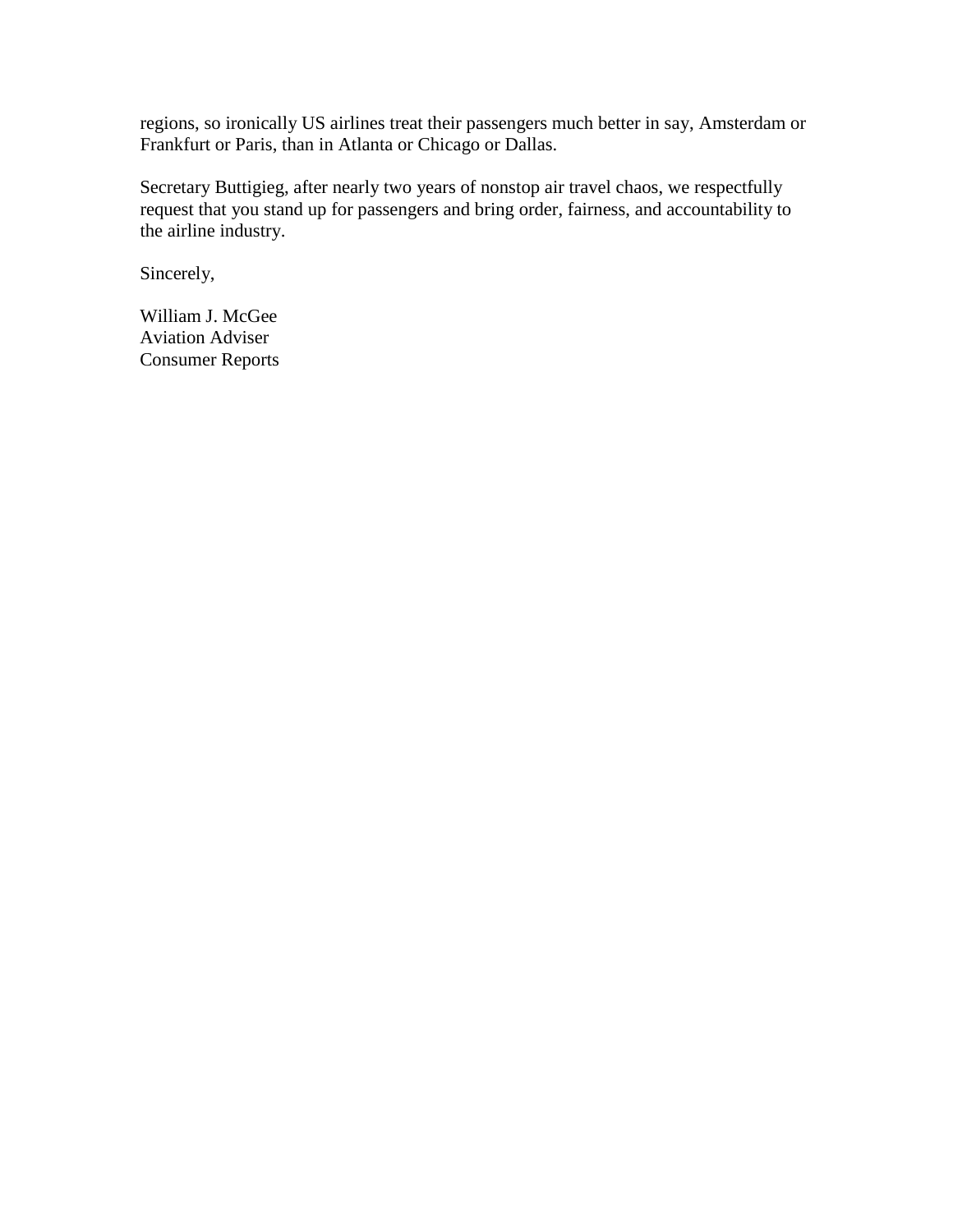regions, so ironically US airlines treat their passengers much better in say, Amsterdam or Frankfurt or Paris, than in Atlanta or Chicago or Dallas.

Secretary Buttigieg, after nearly two years of nonstop air travel chaos, we respectfully request that you stand up for passengers and bring order, fairness, and accountability to the airline industry.

Sincerely,

William J. McGee  
Aviation Adviser  
Consumer Reports